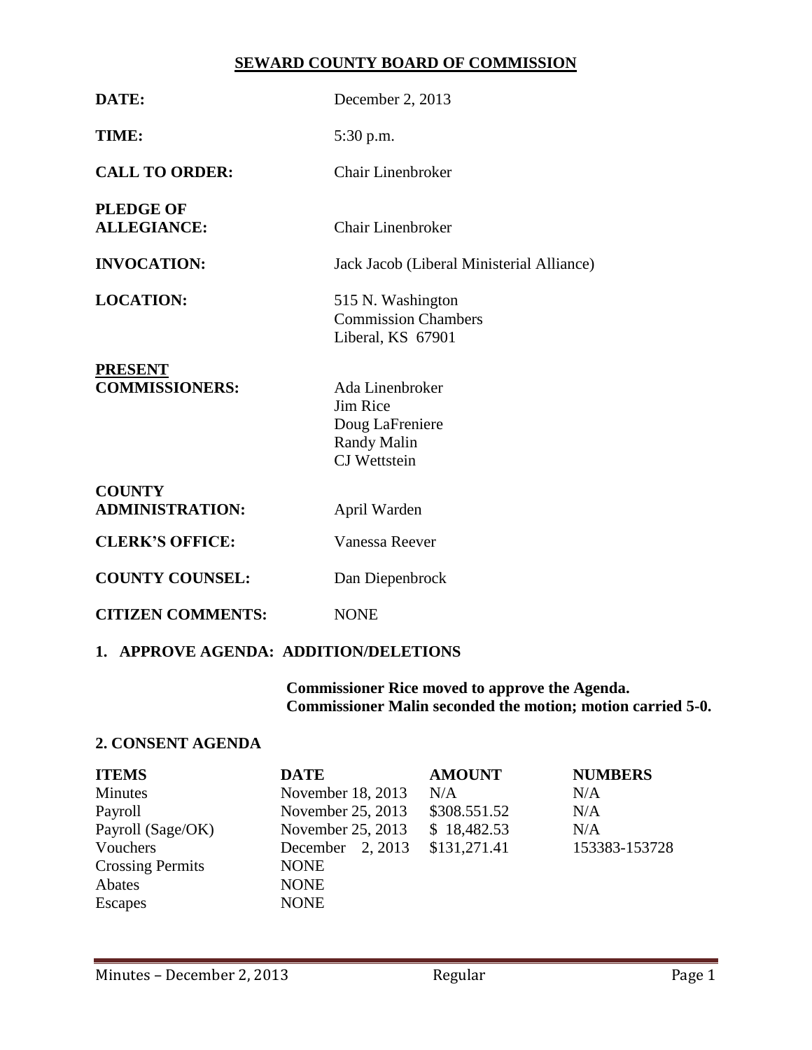# SEWARD COUNTY BOARD OF COMMISSION

**DATE:** December 2, 2013

**TIME:** 5:30 p.m.

**CALL TO ORDER:** Chair Linenbroker

**PLEDGE OF ALLEGIANCE:** Chair Linenbroker

**INVOCATION:** Jack Jacob (Liberal Ministerial Alliance)

**LOCATION:** 515 N. Washington
Commission Chambers
Liberal, KS 67901

**PRESENT COMMISSIONERS:** Ada Linenbroker
Jim Rice
Doug LaFreniere
Randy Malin
CJ Wettstein

**COUNTY ADMINISTRATION:** April Warden

**CLERK'S OFFICE:** Vanessa Reever

**COUNTY COUNSEL:** Dan Diepenbrock

**CITIZEN COMMENTS:** NONE

## 1. APPROVE AGENDA: ADDITION/DELETIONS

**Commissioner Rice moved to approve the Agenda. Commissioner Malin seconded the motion; motion carried 5-0.**

## 2. CONSENT AGENDA

| ITEMS | DATE | AMOUNT | NUMBERS |
|---|---|---|---|
| Minutes | November 18, 2013 | N/A | N/A |
| Payroll | November 25, 2013 | $308.551.52 | N/A |
| Payroll (Sage/OK) | November 25, 2013 | $ 18,482.53 | N/A |
| Vouchers | December 2, 2013 | $131,271.41 | 153383-153728 |
| Crossing Permits | NONE | | |
| Abates | NONE | | |
| Escapes | NONE | | |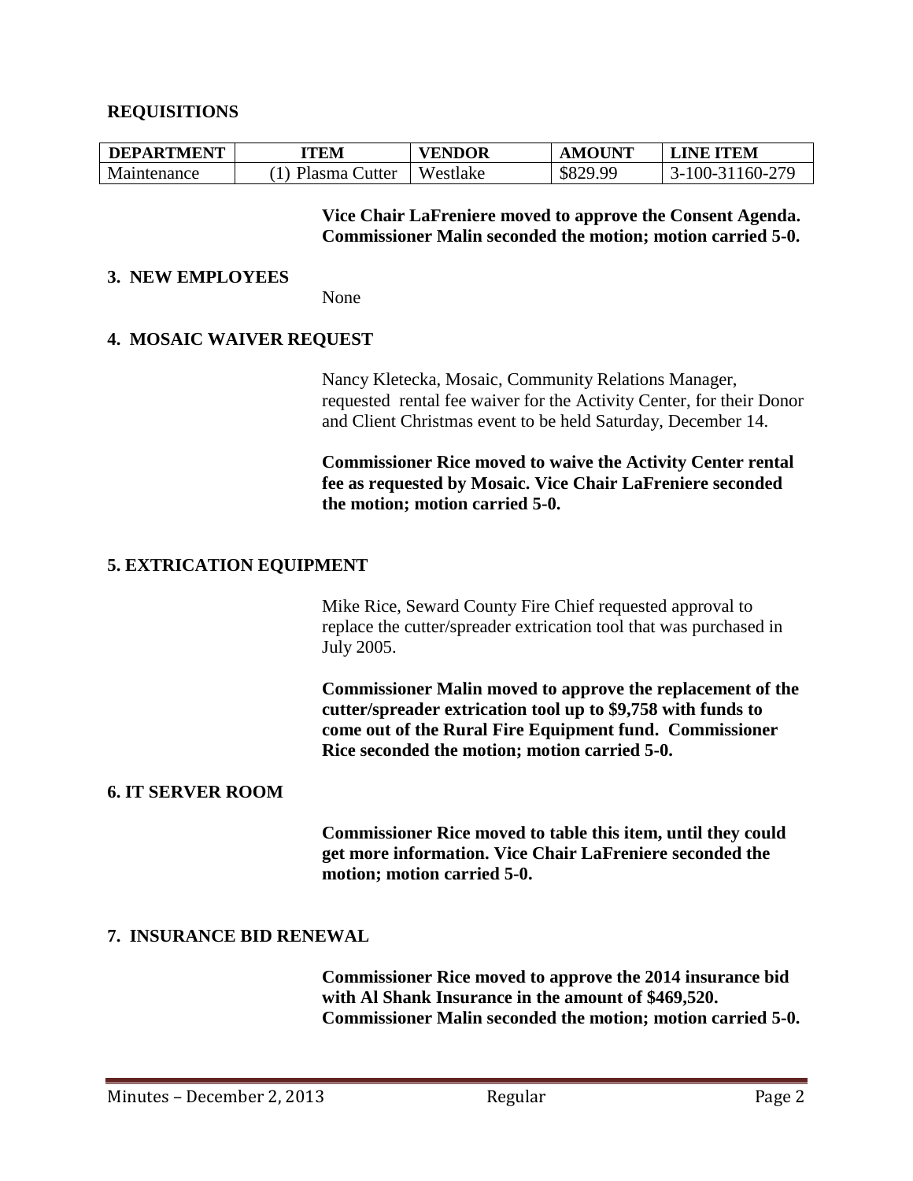## REQUISITIONS

| DEPARTMENT | ITEM | VENDOR | AMOUNT | LINE ITEM |
|---|---|---|---|---|
| Maintenance | (1) Plasma Cutter | Westlake | \$829.99 | 3-100-31160-279 |

**Vice Chair LaFreniere moved to approve the Consent Agenda. Commissioner Malin seconded the motion; motion carried 5-0.**

## 3. NEW EMPLOYEES

None

## 4. MOSAIC WAIVER REQUEST

Nancy Kletecka, Mosaic, Community Relations Manager, requested rental fee waiver for the Activity Center, for their Donor and Client Christmas event to be held Saturday, December 14.

**Commissioner Rice moved to waive the Activity Center rental fee as requested by Mosaic. Vice Chair LaFreniere seconded the motion; motion carried 5-0.**

## 5. EXTRICATION EQUIPMENT

Mike Rice, Seward County Fire Chief requested approval to replace the cutter/spreader extrication tool that was purchased in July 2005.

**Commissioner Malin moved to approve the replacement of the cutter/spreader extrication tool up to \$9,758 with funds to come out of the Rural Fire Equipment fund. Commissioner Rice seconded the motion; motion carried 5-0.**

## 6. IT SERVER ROOM

**Commissioner Rice moved to table this item, until they could get more information. Vice Chair LaFreniere seconded the motion; motion carried 5-0.**

## 7. INSURANCE BID RENEWAL

**Commissioner Rice moved to approve the 2014 insurance bid with Al Shank Insurance in the amount of \$469,520. Commissioner Malin seconded the motion; motion carried 5-0.**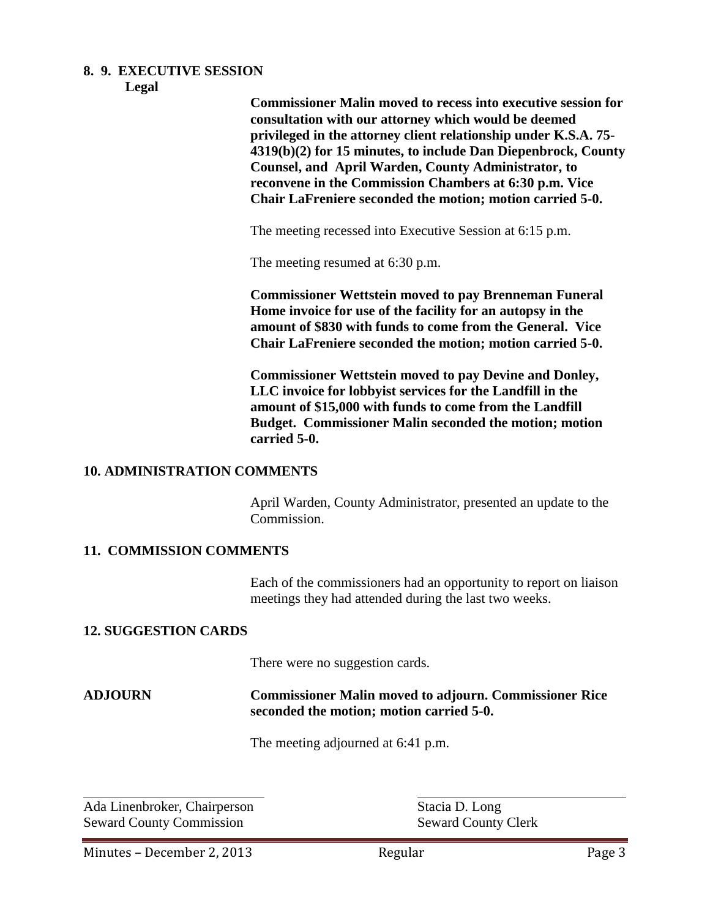## 8. 9. EXECUTIVE SESSION

**Legal**

**Commissioner Malin moved to recess into executive session for consultation with our attorney which would be deemed privileged in the attorney client relationship under K.S.A. 75-4319(b)(2) for 15 minutes, to include Dan Diepenbrock, County Counsel, and April Warden, County Administrator, to reconvene in the Commission Chambers at 6:30 p.m. Vice Chair LaFreniere seconded the motion; motion carried 5-0.**

The meeting recessed into Executive Session at 6:15 p.m.

The meeting resumed at 6:30 p.m.

**Commissioner Wettstein moved to pay Brenneman Funeral Home invoice for use of the facility for an autopsy in the amount of $830 with funds to come from the General. Vice Chair LaFreniere seconded the motion; motion carried 5-0.**

**Commissioner Wettstein moved to pay Devine and Donley, LLC invoice for lobbyist services for the Landfill in the amount of $15,000 with funds to come from the Landfill Budget. Commissioner Malin seconded the motion; motion carried 5-0.**

## 10. ADMINISTRATION COMMENTS

April Warden, County Administrator, presented an update to the Commission.

## 11. COMMISSION COMMENTS

Each of the commissioners had an opportunity to report on liaison meetings they had attended during the last two weeks.

## 12. SUGGESTION CARDS

There were no suggestion cards.

**ADJOURN**

**Commissioner Malin moved to adjourn. Commissioner Rice seconded the motion; motion carried 5-0.**

The meeting adjourned at 6:41 p.m.

Ada Linenbroker, Chairperson
Seward County Commission

Stacia D. Long
Seward County Clerk